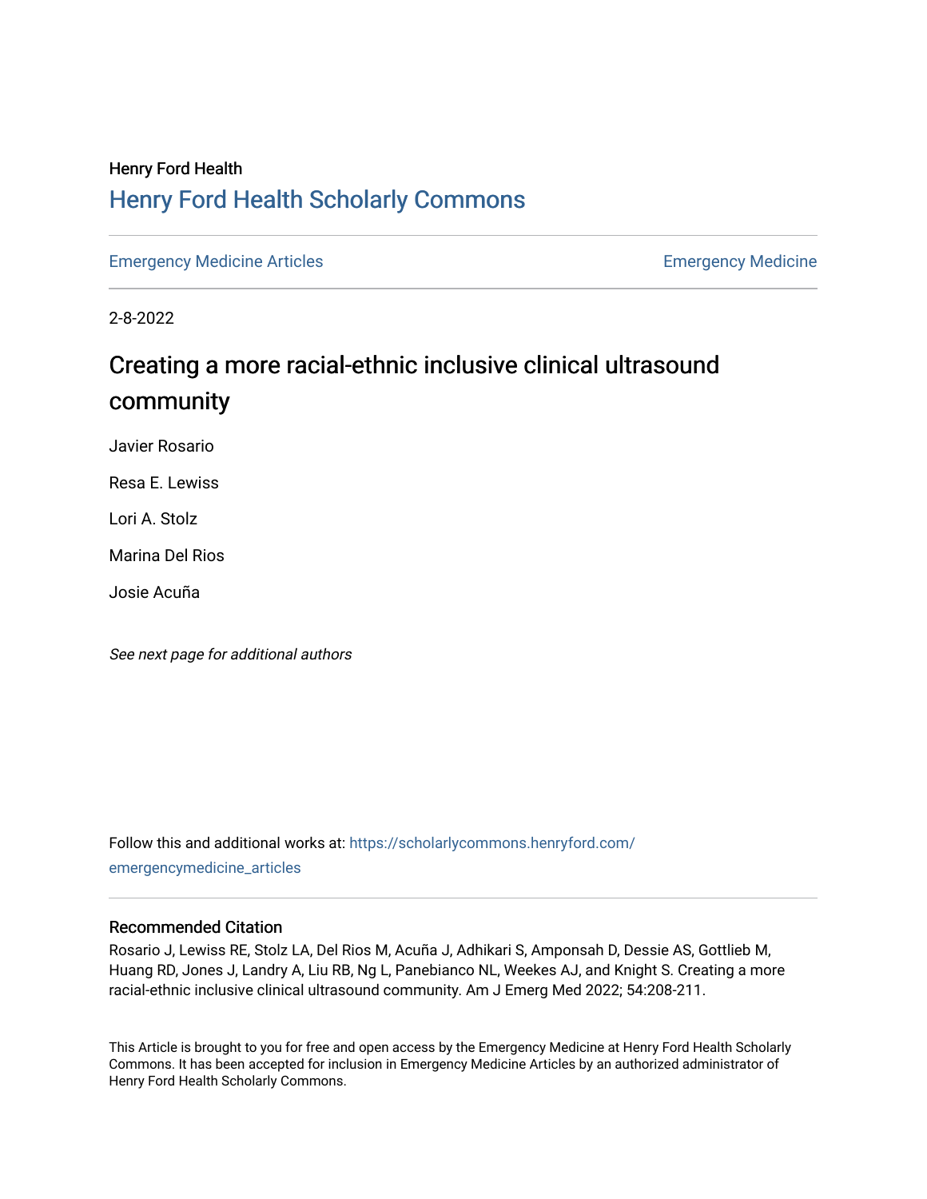Henry Ford Health

# Henry Ford Health Scholarly Commons

Emergency Medicine Articles | Emergency Medicine

2-8-2022

## Creating a more racial-ethnic inclusive clinical ultrasound community

Javier Rosario

Resa E. Lewiss

Lori A. Stolz

Marina Del Rios

Josie Acuña

*See next page for additional authors*

Follow this and additional works at: https://scholarlycommons.henryford.com/emergencymedicine_articles

### Recommended Citation

Rosario J, Lewiss RE, Stolz LA, Del Rios M, Acuña J, Adhikari S, Amponsah D, Dessie AS, Gottlieb M, Huang RD, Jones J, Landry A, Liu RB, Ng L, Panebianco NL, Weekes AJ, and Knight S. Creating a more racial-ethnic inclusive clinical ultrasound community. Am J Emerg Med 2022; 54:208-211.

This Article is brought to you for free and open access by the Emergency Medicine at Henry Ford Health Scholarly Commons. It has been accepted for inclusion in Emergency Medicine Articles by an authorized administrator of Henry Ford Health Scholarly Commons.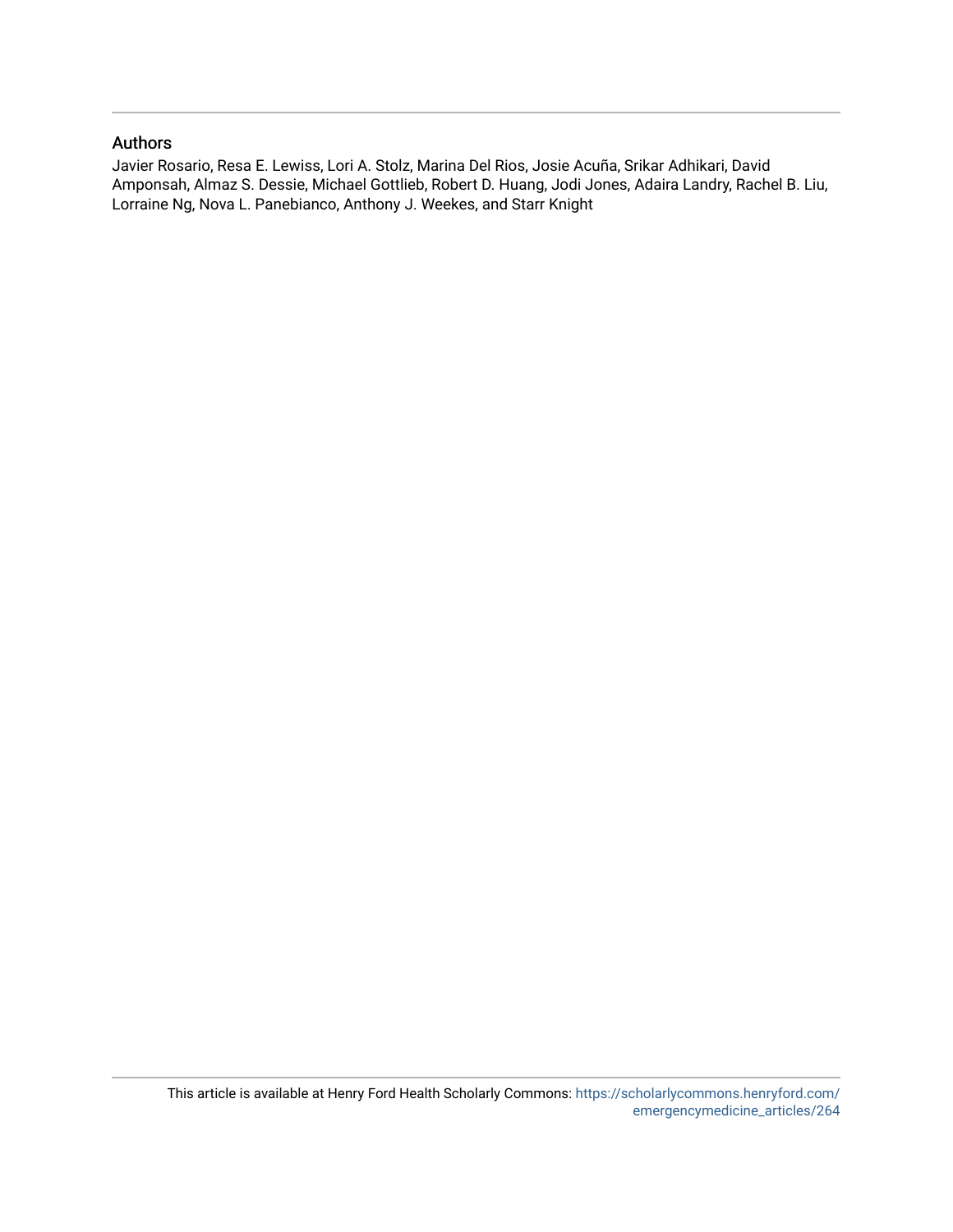## Authors

Javier Rosario, Resa E. Lewiss, Lori A. Stolz, Marina Del Rios, Josie Acuña, Srikar Adhikari, David Amponsah, Almaz S. Dessie, Michael Gottlieb, Robert D. Huang, Jodi Jones, Adaira Landry, Rachel B. Liu, Lorraine Ng, Nova L. Panebianco, Anthony J. Weekes, and Starr Knight

This article is available at Henry Ford Health Scholarly Commons: https://scholarlycommons.henryford.com/emergencymedicine_articles/264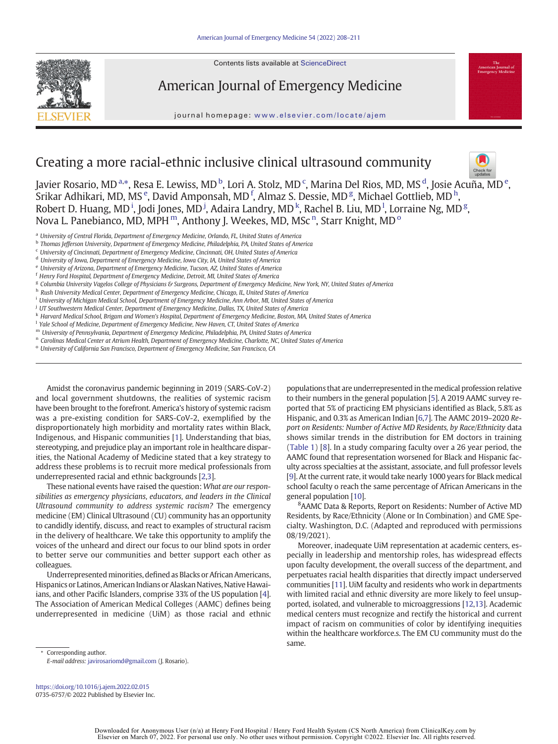# Creating a more racial-ethnic inclusive clinical ultrasound community

Javier Rosario, MD [a,*], Resa E. Lewiss, MD [b], Lori A. Stolz, MD [c], Marina Del Rios, MD, MS [d], Josie Acuña, MD [e], Srikar Adhikari, MD, MS [e], David Amponsah, MD [f], Almaz S. Dessie, MD [g], Michael Gottlieb, MD [h], Robert D. Huang, MD [i], Jodi Jones, MD [j], Adaira Landry, MD [k], Rachel B. Liu, MD [l], Lorraine Ng, MD [g], Nova L. Panebianco, MD, MPH [m], Anthony J. Weekes, MD, MSc [n], Starr Knight, MD [o]

[a] University of Central Florida, Department of Emergency Medicine, Orlando, FL, United States of America
[b] Thomas Jefferson University, Department of Emergency Medicine, Philadelphia, PA, United States of America
[c] University of Cincinnati, Department of Emergency Medicine, Cincinnati, OH, United States of America
[d] University of Iowa, Department of Emergency Medicine, Iowa City, IA, United States of America
[e] University of Arizona, Department of Emergency Medicine, Tucson, AZ, United States of America
[f] Henry Ford Hospital, Department of Emergency Medicine, Detroit, MI, United States of America
[g] Columbia University Vagelos College of Physicians & Surgeons, Department of Emergency Medicine, New York, NY, United States of America
[h] Rush University Medical Center, Department of Emergency Medicine, Chicago, IL, United States of America
[i] University of Michigan Medical School, Department of Emergency Medicine, Ann Arbor, MI, United States of America
[j] UT Southwestern Medical Center, Department of Emergency Medicine, Dallas, TX, United States of America
[k] Harvard Medical School, Brigam and Women's Hospital, Department of Emergency Medicine, Boston, MA, United States of America
[l] Yale School of Medicine, Department of Emergency Medicine, New Haven, CT, United States of America
[m] University of Pennsylvania, Department of Emergency Medicine, Philadelphia, PA, United States of America
[n] Carolinas Medical Center at Atrium Health, Department of Emergency Medicine, Charlotte, NC, United States of America
[o] University of California San Francisco, Department of Emergency Medicine, San Francisco, CA

Amidst the coronavirus pandemic beginning in 2019 (SARS-CoV-2) and local government shutdowns, the realities of systemic racism have been brought to the forefront. America's history of systemic racism was a pre-existing condition for SARS-CoV-2, exemplified by the disproportionately high morbidity and mortality rates within Black, Indigenous, and Hispanic communities [1]. Understanding that bias, stereotyping, and prejudice play an important role in healthcare disparities, the National Academy of Medicine stated that a key strategy to address these problems is to recruit more medical professionals from underrepresented racial and ethnic backgrounds [2,3].

These national events have raised the question: *What are our responsibilities as emergency physicians, educators, and leaders in the Clinical Ultrasound community to address systemic racism?* The emergency medicine (EM) Clinical Ultrasound (CU) community has an opportunity to candidly identify, discuss, and react to examples of structural racism in the delivery of healthcare. We take this opportunity to amplify the voices of the unheard and direct our focus to our blind spots in order to better serve our communities and better support each other as colleagues.

Underrepresented minorities, defined as Blacks or African Americans, Hispanics or Latinos, American Indians or Alaskan Natives, Native Hawaiians, and other Pacific Islanders, comprise 33% of the US population [4]. The Association of American Medical Colleges (AAMC) defines being underrepresented in medicine (UiM) as those racial and ethnic populations that are underrepresented in the medical profession relative to their numbers in the general population [5]. A 2019 AAMC survey reported that 5% of practicing EM physicians identified as Black, 5.8% as Hispanic, and 0.3% as American Indian [6,7]. The AAMC 2019–2020 *Report on Residents: Number of Active MD Residents, by Race/Ethnicity* data shows similar trends in the distribution for EM doctors in training (Table 1) [8]. In a study comparing faculty over a 26 year period, the AAMC found that representation worsened for Black and Hispanic faculty across specialties at the assistant, associate, and full professor levels [9]. At the current rate, it would take nearly 1000 years for Black medical school faculty o reach the same percentage of African Americans in the general population [10].

[8]AAMC Data & Reports, Report on Residents: Number of Active MD Residents, by Race/Ethnicity (Alone or In Combination) and GME Specialty. Washington, D.C. (Adapted and reproduced with permissions 08/19/2021).

Moreover, inadequate UiM representation at academic centers, especially in leadership and mentorship roles, has widespread effects upon faculty development, the overall success of the department, and perpetuates racial health disparities that directly impact underserved communities [11]. UiM faculty and residents who work in departments with limited racial and ethnic diversity are more likely to feel unsupported, isolated, and vulnerable to microaggressions [12,13]. Academic medical centers must recognize and rectify the historical and current impact of racism on communities of color by identifying inequities within the healthcare workforce.s. The EM CU community must do the same.

* Corresponding author.
E-mail address: javirosariomd@gmail.com (J. Rosario).

https://doi.org/10.1016/j.ajem.2022.02.015
0735-6757/© 2022 Published by Elsevier Inc.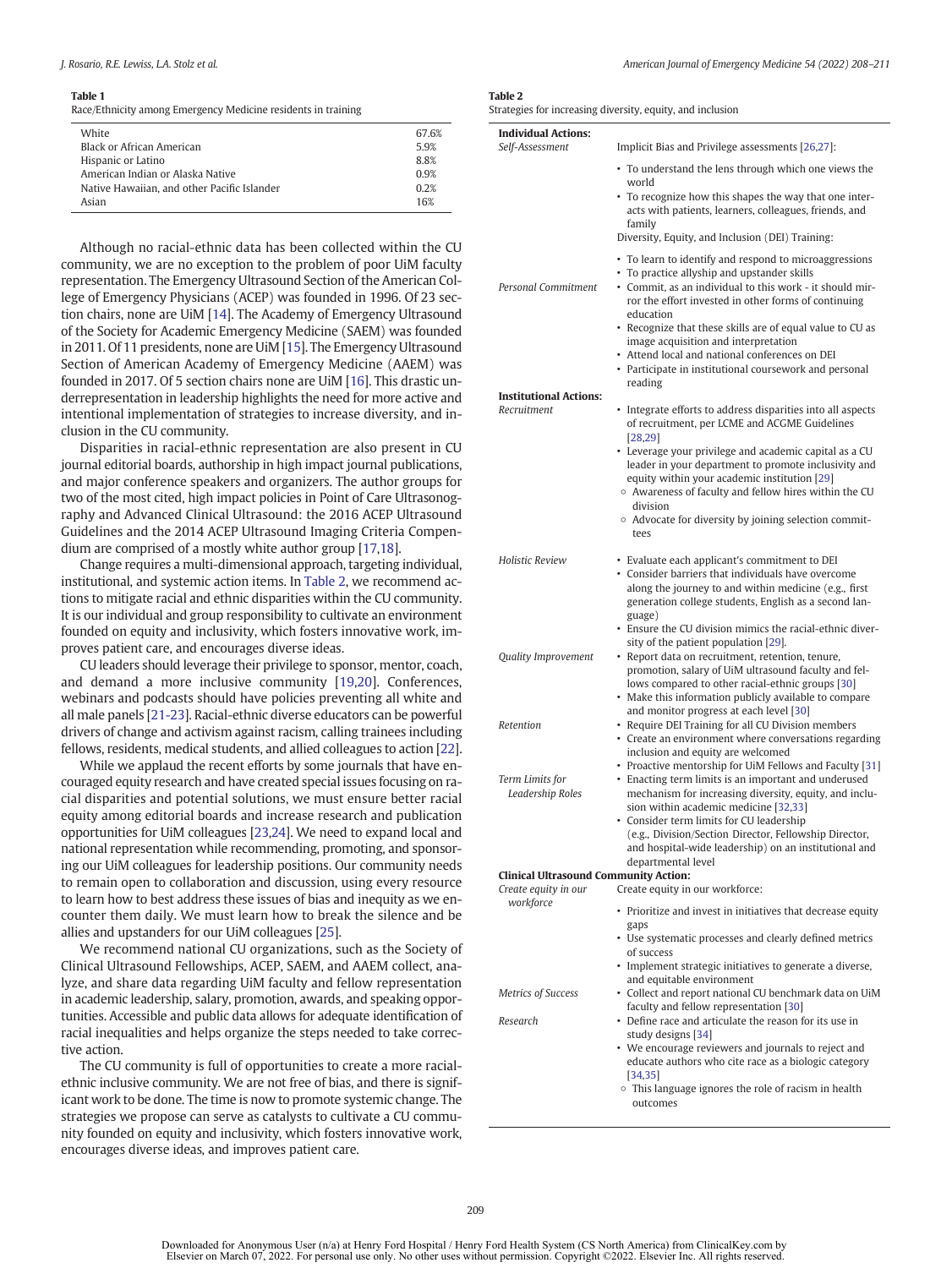**Table 1**
Race/Ethnicity among Emergency Medicine residents in training

| | |
|---|---|
| White | 67.6% |
| Black or African American | 5.9% |
| Hispanic or Latino | 8.8% |
| American Indian or Alaska Native | 0.9% |
| Native Hawaiian, and other Pacific Islander | 0.2% |
| Asian | 16% |

Although no racial-ethnic data has been collected within the CU community, we are no exception to the problem of poor UiM faculty representation. The Emergency Ultrasound Section of the American College of Emergency Physicians (ACEP) was founded in 1996. Of 23 section chairs, none are UiM [14]. The Academy of Emergency Ultrasound of the Society for Academic Emergency Medicine (SAEM) was founded in 2011. Of 11 presidents, none are UiM [15]. The Emergency Ultrasound Section of American Academy of Emergency Medicine (AAEM) was founded in 2017. Of 5 section chairs none are UiM [16]. This drastic underrepresentation in leadership highlights the need for more active and intentional implementation of strategies to increase diversity, and inclusion in the CU community.

Disparities in racial-ethnic representation are also present in CU journal editorial boards, authorship in high impact journal publications, and major conference speakers and organizers. The author groups for two of the most cited, high impact policies in Point of Care Ultrasonography and Advanced Clinical Ultrasound: the 2016 ACEP Ultrasound Guidelines and the 2014 ACEP Ultrasound Imaging Criteria Compendium are comprised of a mostly white author group [17,18].

Change requires a multi-dimensional approach, targeting individual, institutional, and systemic action items. In Table 2, we recommend actions to mitigate racial and ethnic disparities within the CU community. It is our individual and group responsibility to cultivate an environment founded on equity and inclusivity, which fosters innovative work, improves patient care, and encourages diverse ideas.

CU leaders should leverage their privilege to sponsor, mentor, coach, and demand a more inclusive community [19,20]. Conferences, webinars and podcasts should have policies preventing all white and all male panels [21-23]. Racial-ethnic diverse educators can be powerful drivers of change and activism against racism, calling trainees including fellows, residents, medical students, and allied colleagues to action [22].

While we applaud the recent efforts by some journals that have encouraged equity research and have created special issues focusing on racial disparities and potential solutions, we must ensure better racial equity among editorial boards and increase research and publication opportunities for UiM colleagues [23,24]. We need to expand local and national representation while recommending, promoting, and sponsoring our UiM colleagues for leadership positions. Our community needs to remain open to collaboration and discussion, using every resource to learn how to best address these issues of bias and inequity as we encounter them daily. We must learn how to break the silence and be allies and upstanders for our UiM colleagues [25].

We recommend national CU organizations, such as the Society of Clinical Ultrasound Fellowships, ACEP, SAEM, and AAEM collect, analyze, and share data regarding UiM faculty and fellow representation in academic leadership, salary, promotion, awards, and speaking opportunities. Accessible and public data allows for adequate identification of racial inequalities and helps organize the steps needed to take corrective action.

The CU community is full of opportunities to create a more racial-ethnic inclusive community. We are not free of bias, and there is significant work to be done. The time is now to promote systemic change. The strategies we propose can serve as catalysts to cultivate a CU community founded on equity and inclusivity, which fosters innovative work, encourages diverse ideas, and improves patient care.

**Table 2**
Strategies for increasing diversity, equity, and inclusion

| | |
|---|---|
| **Individual Actions:** | |
| *Self-Assessment* | Implicit Bias and Privilege assessments [26,27]:<br>• To understand the lens through which one views the world<br>• To recognize how this shapes the way that one interacts with patients, learners, colleagues, friends, and family<br>Diversity, Equity, and Inclusion (DEI) Training:<br>• To learn to identify and respond to microaggressions<br>• To practice allyship and upstander skills |
| *Personal Commitment* | • Commit, as an individual to this work - it should mirror the effort invested in other forms of continuing education<br>• Recognize that these skills are of equal value to CU as image acquisition and interpretation<br>• Attend local and national conferences on DEI<br>• Participate in institutional coursework and personal reading |
| **Institutional Actions:** | |
| *Recruitment* | • Integrate efforts to address disparities into all aspects of recruitment, per LCME and ACGME Guidelines [28,29]<br>• Leverage your privilege and academic capital as a CU leader in your department to promote inclusivity and equity within your academic institution [29]<br>◦ Awareness of faculty and fellow hires within the CU division<br>◦ Advocate for diversity by joining selection committees |
| *Holistic Review* | • Evaluate each applicant's commitment to DEI<br>• Consider barriers that individuals have overcome along the journey to and within medicine (e.g., first generation college students, English as a second language)<br>• Ensure the CU division mimics the racial-ethnic diversity of the patient population [29]. |
| *Quality Improvement* | • Report data on recruitment, retention, tenure, promotion, salary of UiM ultrasound faculty and fellows compared to other racial-ethnic groups [30]<br>• Make this information publicly available to compare and monitor progress at each level [30] |
| *Retention* | • Require DEI Training for all CU Division members<br>• Create an environment where conversations regarding inclusion and equity are welcomed<br>• Proactive mentorship for UiM Fellows and Faculty [31] |
| *Term Limits for Leadership Roles* | • Enacting term limits is an important and underused mechanism for increasing diversity, equity, and inclusion within academic medicine [32,33]<br>• Consider term limits for CU leadership (e.g., Division/Section Director, Fellowship Director, and hospital-wide leadership) on an institutional and departmental level |
| **Clinical Ultrasound Community Action:** | |
| *Create equity in our workforce* | Create equity in our workforce:<br>• Prioritize and invest in initiatives that decrease equity gaps<br>• Use systematic processes and clearly defined metrics of success<br>• Implement strategic initiatives to generate a diverse, and equitable environment |
| *Metrics of Success* | • Collect and report national CU benchmark data on UiM faculty and fellow representation [30] |
| *Research* | • Define race and articulate the reason for its use in study designs [34]<br>• We encourage reviewers and journals to reject and educate authors who cite race as a biologic category [34,35]<br>◦ This language ignores the role of racism in health outcomes |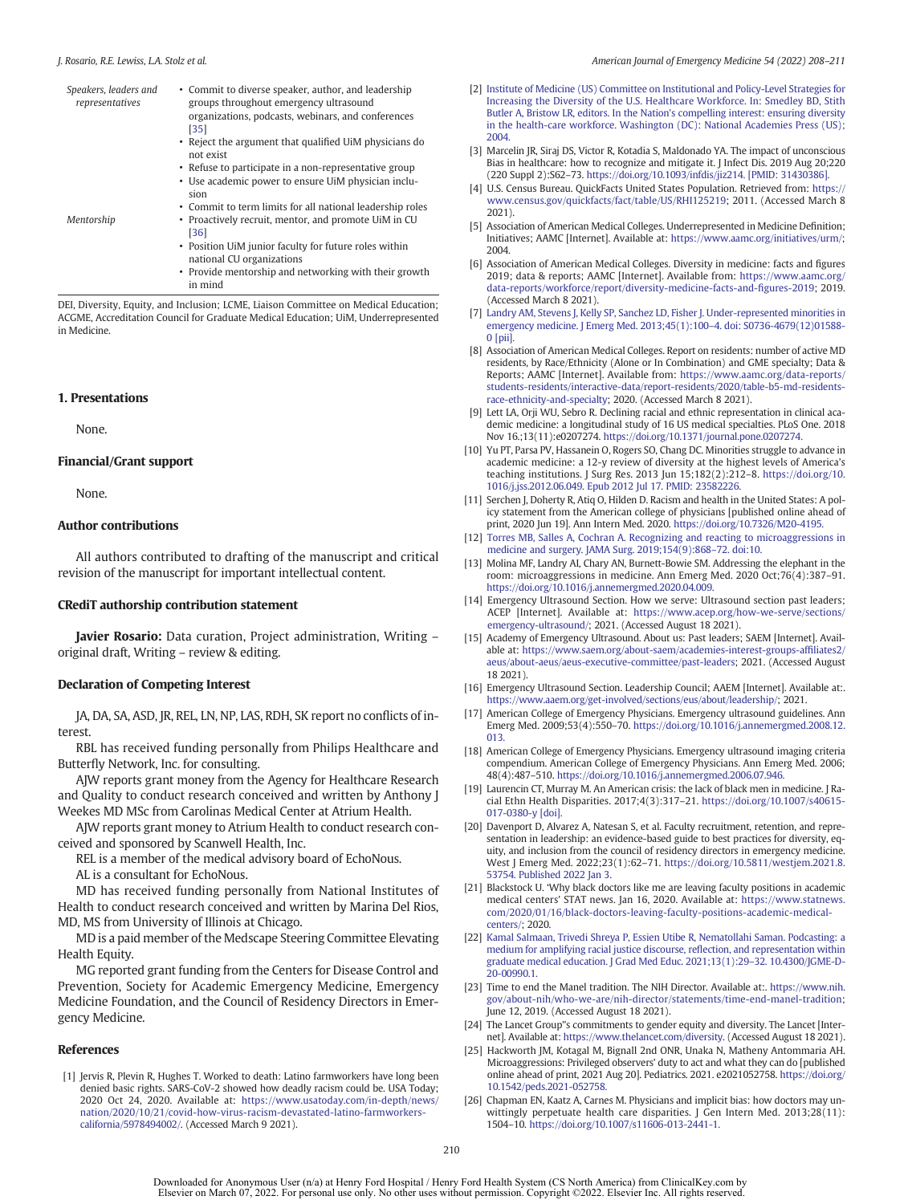| | |
|---|---|
| Speakers, leaders and representatives | • Commit to diverse speaker, author, and leadership groups throughout emergency ultrasound organizations, podcasts, webinars, and conferences [35] • Reject the argument that qualified UiM physicians do not exist • Refuse to participate in a non-representative group • Use academic power to ensure UiM physician inclusion • Commit to term limits for all national leadership roles |
| Mentorship | • Proactively recruit, mentor, and promote UiM in CU [36] • Position UiM junior faculty for future roles within national CU organizations • Provide mentorship and networking with their growth in mind |

DEI, Diversity, Equity, and Inclusion; LCME, Liaison Committee on Medical Education; ACGME, Accreditation Council for Graduate Medical Education; UiM, Underrepresented in Medicine.

## 1. Presentations

None.

## Financial/Grant support

None.

## Author contributions

All authors contributed to drafting of the manuscript and critical revision of the manuscript for important intellectual content.

## CRediT authorship contribution statement

**Javier Rosario:** Data curation, Project administration, Writing – original draft, Writing – review & editing.

## Declaration of Competing Interest

JA, DA, SA, ASD, JR, REL, LN, NP, LAS, RDH, SK report no conflicts of interest.

RBL has received funding personally from Philips Healthcare and Butterfly Network, Inc. for consulting.

AJW reports grant money from the Agency for Healthcare Research and Quality to conduct research conceived and written by Anthony J Weekes MD MSc from Carolinas Medical Center at Atrium Health.

AJW reports grant money to Atrium Health to conduct research conceived and sponsored by Scanwell Health, Inc.

REL is a member of the medical advisory board of EchoNous.

AL is a consultant for EchoNous.

MD has received funding personally from National Institutes of Health to conduct research conceived and written by Marina Del Rios, MD, MS from University of Illinois at Chicago.

MD is a paid member of the Medscape Steering Committee Elevating Health Equity.

MG reported grant funding from the Centers for Disease Control and Prevention, Society for Academic Emergency Medicine, Emergency Medicine Foundation, and the Council of Residency Directors in Emergency Medicine.

## References

[1] Jervis R, Plevin R, Hughes T. Worked to death: Latino farmworkers have long been denied basic rights. SARS-CoV-2 showed how deadly racism could be. USA Today; 2020 Oct 24, 2020. Available at: https://www.usatoday.com/in-depth/news/nation/2020/10/21/covid-how-virus-racism-devastated-latino-farmworkers-california/5978494002/. (Accessed March 9 2021).

[2] Institute of Medicine (US) Committee on Institutional and Policy-Level Strategies for Increasing the Diversity of the U.S. Healthcare Workforce. In: Smedley BD, Stith Butler A, Bristow LR, editors. In the Nation's compelling interest: ensuring diversity in the health-care workforce. Washington (DC): National Academies Press (US); 2004.

[3] Marcelin JR, Siraj DS, Victor R, Kotadia S, Maldonado YA. The impact of unconscious Bias in healthcare: how to recognize and mitigate it. J Infect Dis. 2019 Aug 20;220 (220 Suppl 2):S62–73. https://doi.org/10.1093/infdis/jiz214. [PMID: 31430386].

[4] U.S. Census Bureau. QuickFacts United States Population. Retrieved from: https://www.census.gov/quickfacts/fact/table/US/RHI125219; 2011. (Accessed March 8 2021).

[5] Association of American Medical Colleges. Underrepresented in Medicine Definition; Initiatives; AAMC [Internet]. Available from: https://www.aamc.org/initiatives/urm/; 2004.

[6] Association of American Medical Colleges. Diversity in medicine: facts and figures 2019; data & reports; AAMC [Internet]. Available from: https://www.aamc.org/data-reports/workforce/report/diversity-medicine-facts-and-figures-2019; 2019. (Accessed March 8 2021).

[7] Landry AM, Stevens J, Kelly SP, Sanchez LD, Fisher J. Under-represented minorities in emergency medicine. J Emerg Med. 2013;45(1):100–4. doi: S0736-4679(12)01588-0 [pii].

[8] Association of American Medical Colleges. Report on residents: number of active MD residents, by Race/Ethnicity (Alone or In Combination) and GME specialty; Data & Reports; AAMC [Internet]. Available from: https://www.aamc.org/data-reports/students-residents/interactive-data/report-residents/2020/table-b5-md-residents-race-ethnicity-and-specialty; 2020. (Accessed March 8 2021).

[9] Lett LA, Orji WU, Sebro R. Declining racial and ethnic representation in clinical academic medicine: a longitudinal study of 16 US medical specialties. PLoS One. 2018 Nov 16.;13(11):e0207274. https://doi.org/10.1371/journal.pone.0207274.

[10] Yu PT, Parsa PV, Hassanein O, Rogers SO, Chang DC. Minorities struggle to advance in academic medicine: a 12-y review of diversity at the highest levels of America's teaching institutions. J Surg Res. 2013 Jun 15;182(2):212–8. https://doi.org/10.1016/j.jss.2012.06.049. Epub 2012 Jul 17. PMID: 23582226.

[11] Serchen J, Doherty R, Atiq O, Hilden D. Racism and health in the United States: A policy statement from the American college of physicians [published online ahead of print, 2020 Jun 19]. Ann Intern Med. 2020. https://doi.org/10.7326/M20-4195.

[12] Torres MB, Salles A, Cochran A. Recognizing and reacting to microaggressions in medicine and surgery. JAMA Surg. 2019;154(9):868–72. doi:10.

[13] Molina MF, Landry AI, Chary AN, Burnett-Bowie SM. Addressing the elephant in the room: microaggressions in medicine. Ann Emerg Med. 2020 Oct;76(4):387–91. https://doi.org/10.1016/j.annemergmed.2020.04.009.

[14] Emergency Ultrasound Section. How we serve: Ultrasound section past leaders; ACEP [Internet]. Available at: https://www.acep.org/how-we-serve/sections/emergency-ultrasound/; 2021. (Accessed August 18 2021).

[15] Academy of Emergency Ultrasound. About us: Past leaders; SAEM [Internet]. Available at: https://www.saem.org/about-saem/academies-interest-groups-affiliates2/aeus/about-aeus/aeus-executive-committee/past-leaders; 2021. (Accessed August 18 2021).

[16] Emergency Ultrasound Section. Leadership Council; AAEM [Internet]. Available at:. https://www.aaem.org/get-involved/sections/eus/about/leadership/; 2021.

[17] American College of Emergency Physicians. Emergency ultrasound guidelines. Ann Emerg Med. 2009;53(4):550–70. https://doi.org/10.1016/j.annemergmed.2008.12.013.

[18] American College of Emergency Physicians. Emergency ultrasound imaging criteria compendium. American College of Emergency Physicians. Ann Emerg Med. 2006; 48(4):487–510. https://doi.org/10.1016/j.annemergmed.2006.07.946.

[19] Laurencin CT, Murray M. An American crisis: the lack of black men in medicine. J Racial Ethn Health Disparities. 2017;4(3):317–21. https://doi.org/10.1007/s40615-017-0380-y [doi].

[20] Davenport D, Alvarez A, Natesan S, et al. Faculty recruitment, retention, and representation in leadership: an evidence-based guide to best practices for diversity, equity, and inclusion from the council of residency directors in emergency medicine. West J Emerg Med. 2022;23(1):62–71. https://doi.org/10.5811/westjem.2021.8.53754. Published 2022 Jan 3.

[21] Blackstock U. 'Why black doctors like me are leaving faculty positions in academic medical centers' STAT news. Jan 16, 2020. Available at: https://www.statnews.com/2020/01/16/black-doctors-leaving-faculty-positions-academic-medical-centers/; 2020.

[22] Kamal Salmaan, Trivedi Shreya P, Essien Utibe R, Nematollahi Saman. Podcasting: a medium for amplifying racial justice discourse, reflection, and representation within graduate medical education. J Grad Med Educ. 2021;13(1):29–32. 10.4300/JGME-D-20-00990.1.

[23] Time to end the Manel tradition. The NIH Director. Available at:. https://www.nih.gov/about-nih/who-we-are/nih-director/statements/time-end-manel-tradition; June 12, 2019. (Accessed August 18 2021).

[24] The Lancet Group"s commitments to gender equity and diversity. The Lancet [Internet]. Available at: https://www.thelancet.com/diversity. (Accessed August 18 2021).

[25] Hackworth JM, Kotagal M, Bignall 2nd ONR, Unaka N, Matheny Antommaria AH. Microaggressions: Privileged observers' duty to act and what they can do [published online ahead of print, 2021 Aug 20]. Pediatrics. 2021. e2021052758. https://doi.org/10.1542/peds.2021-052758.

[26] Chapman EN, Kaatz A, Carnes M. Physicians and implicit bias: how doctors may unwittingly perpetuate health care disparities. J Gen Intern Med. 2013;28(11): 1504–10. https://doi.org/10.1007/s11606-013-2441-1.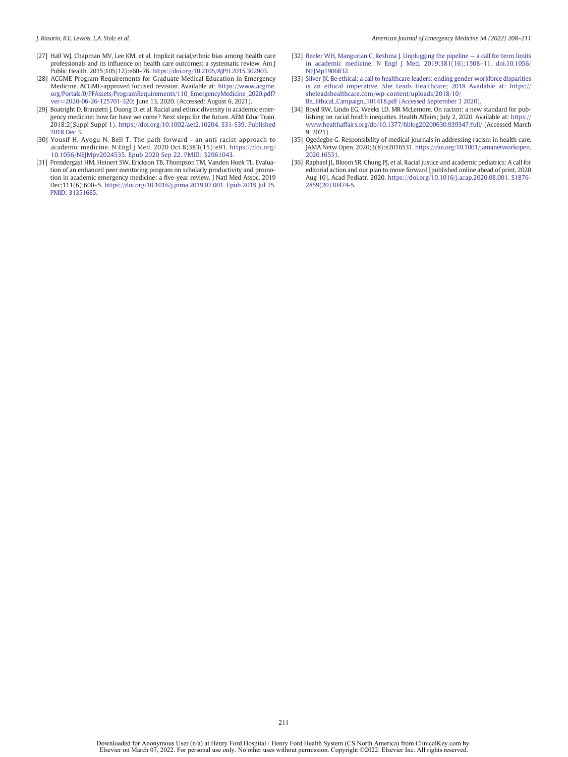[27] Hall WJ, Chapman MV, Lee KM, et al. Implicit racial/ethnic bias among health care professionals and its influence on health care outcomes: a systematic review. Am J Public Health. 2015;105(12):e60–76. https://doi.org/10.2105/AJPH.2015.302903.

[28] ACGME Program Requirements for Graduate Medical Education in Emergency Medicine. ACGME-approved focused revision. Available at: https://www.acgme.org/Portals/0/PFAssets/ProgramRequirements/110_EmergencyMedicine_2020.pdf?ver=2020-06-26-125701-320; June 13, 2020. (Accessed: August 6, 2021).

[29] Boatright D, Branzetti J, Duong D, et al. Racial and ethnic diversity in academic emergency medicine: how far have we come? Next steps for the future. AEM Educ Train. 2018;2(Suppl Suppl 1). https://doi.org/10.1002/aet2.10204. S31-S39. Published 2018 Dec 3.

[30] Yousif H, Ayogu N, Bell T. The path forward - an anti racist approach to academic medicine. N Engl J Med. 2020 Oct 8;383(15):e91. https://doi.org/10.1056/NEJMpv2024535. Epub 2020 Sep 22. PMID: 32961043.

[31] Prendergast HM, Heinert SW, Erickson TB, Thompson TM, Vanden Hoek TL. Evaluation of an enhanced peer mentoring program on scholarly productivity and promotion in academic emergency medicine: a five-year review. J Natl Med Assoc. 2019 Dec;111(6):600–5. https://doi.org/10.1016/j.jnma.2019.07.001. Epub 2019 Jul 25. PMID: 31351685.

[32] Beeler WH, Mangurian C, Reshma J. Unplugging the pipeline — a call for term limits in academic medicine. N Engl J Med. 2019;381(16):1508–11. doi.10.1056/NEJMp1906832.

[33] Silver JK. Be ethical: a call to healthcare leaders: ending gender workforce disparities is an ethical imperative. She Leads Healthcare; 2018 Available at: https://sheleadshealthcare.com/wp-content/uploads/2018/10/Be_Ethical_Campaign_101418.pdf (Accessed September 3 2020).

[34] Boyd RW, Lindo EG, Weeks LD, MR McLemore. On racism: a new standard for publishing on racial health inequities. Health Affairs; July 2, 2020. Available at: https://www.healthaffairs.org/do/10.1377/hblog20200630.939347/full/ (Accessed March 9, 2021).

[35] Ogedegbe G. Responsibility of medical journals in addressing racism in health care. JAMA Netw Open. 2020;3(8):e2016531. https://doi.org/10.1001/jamanetworkopen.2020.16531.

[36] Raphael JL, Bloom SR, Chung PJ, et al. Racial justice and academic pediatrics: A call for editorial action and our plan to move forward [published online ahead of print, 2020 Aug 10]. Acad Pediatr. 2020. https://doi.org/10.1016/j.acap.2020.08.001. S1876-2859(20)30474-5.